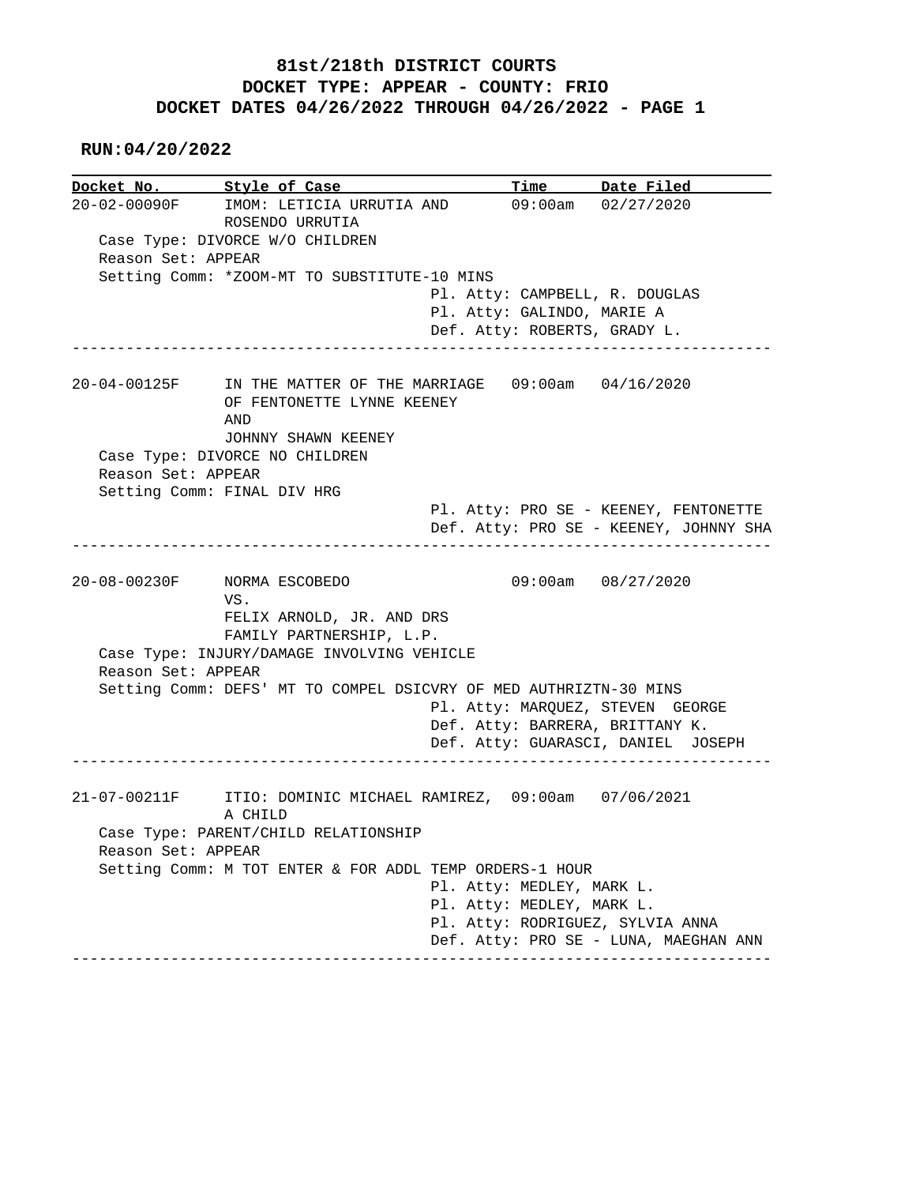# 81st/218th DISTRICT COURTS
## DOCKET TYPE: APPEAR - COUNTY: FRIO
## DOCKET DATES 04/26/2022 THROUGH 04/26/2022 - PAGE 1

**RUN:04/20/2022**

| Docket No. | Style of Case | Time | Date Filed |
|---|---|---|---|
| 20-02-00090F | IMOM: LETICIA URRUTIA AND ROSENDO URRUTIA | 09:00am | 02/27/2020 |

Case Type: DIVORCE W/O CHILDREN
Reason Set: APPEAR
Setting Comm: *ZOOM-MT TO SUBSTITUTE-10 MINS
Pl. Atty: CAMPBELL, R. DOUGLAS
Pl. Atty: GALINDO, MARIE A
Def. Atty: ROBERTS, GRADY L.

---

| Docket No. | Style of Case | Time | Date Filed |
|---|---|---|---|
| 20-04-00125F | IN THE MATTER OF THE MARRIAGE OF FENTONETTE LYNNE KEENEY AND JOHNNY SHAWN KEENEY | 09:00am | 04/16/2020 |

Case Type: DIVORCE NO CHILDREN
Reason Set: APPEAR
Setting Comm: FINAL DIV HRG
Pl. Atty: PRO SE - KEENEY, FENTONETTE
Def. Atty: PRO SE - KEENEY, JOHNNY SHA

---

| Docket No. | Style of Case | Time | Date Filed |
|---|---|---|---|
| 20-08-00230F | NORMA ESCOBEDO VS. FELIX ARNOLD, JR. AND DRS FAMILY PARTNERSHIP, L.P. | 09:00am | 08/27/2020 |

Case Type: INJURY/DAMAGE INVOLVING VEHICLE
Reason Set: APPEAR
Setting Comm: DEFS' MT TO COMPEL DSICVRY OF MED AUTHRIZTN-30 MINS
Pl. Atty: MARQUEZ, STEVEN GEORGE
Def. Atty: BARRERA, BRITTANY K.
Def. Atty: GUARASCI, DANIEL JOSEPH

---

| Docket No. | Style of Case | Time | Date Filed |
|---|---|---|---|
| 21-07-00211F | ITIO: DOMINIC MICHAEL RAMIREZ, A CHILD | 09:00am | 07/06/2021 |

Case Type: PARENT/CHILD RELATIONSHIP
Reason Set: APPEAR
Setting Comm: M TOT ENTER & FOR ADDL TEMP ORDERS-1 HOUR
Pl. Atty: MEDLEY, MARK L.
Pl. Atty: MEDLEY, MARK L.
Pl. Atty: RODRIGUEZ, SYLVIA ANNA
Def. Atty: PRO SE - LUNA, MAEGHAN ANN

---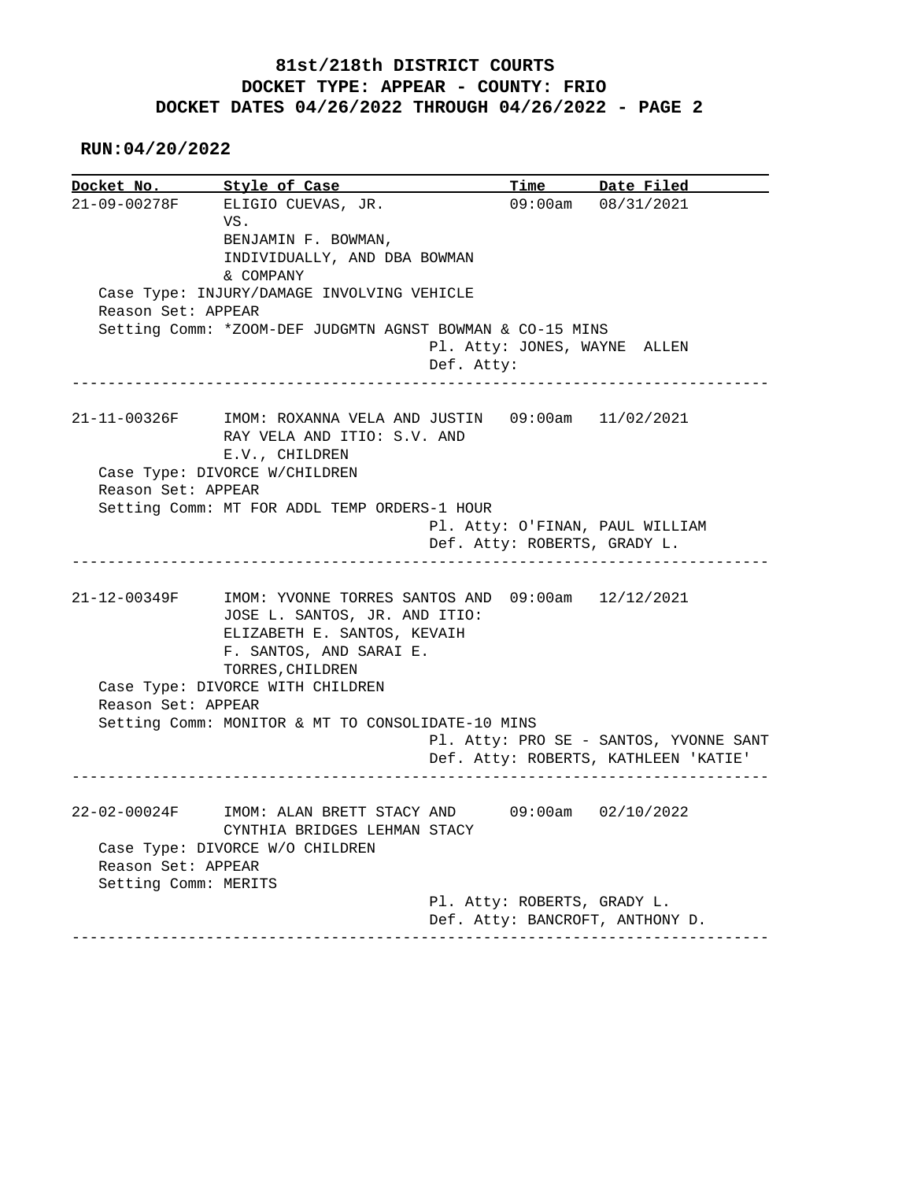**81st/218th DISTRICT COURTS**
**DOCKET TYPE: APPEAR - COUNTY: FRIO**
**DOCKET DATES 04/26/2022 THROUGH 04/26/2022 - PAGE 2**

**RUN:04/20/2022**

| Docket No. | Style of Case | Time | Date Filed |
| --- | --- | --- | --- |
| 21-09-00278F | ELIGIO CUEVAS, JR. VS. BENJAMIN F. BOWMAN, INDIVIDUALLY, AND DBA BOWMAN & COMPANY | 09:00am | 08/31/2021 |

Case Type: INJURY/DAMAGE INVOLVING VEHICLE
Reason Set: APPEAR
Setting Comm: *ZOOM-DEF JUDGMTN AGNST BOWMAN & CO-15 MINS
Pl. Atty: JONES, WAYNE ALLEN
Def. Atty:

---

| Docket No. | Style of Case | Time | Date Filed |
| --- | --- | --- | --- |
| 21-11-00326F | IMOM: ROXANNA VELA AND JUSTIN RAY VELA AND ITIO: S.V. AND E.V., CHILDREN | 09:00am | 11/02/2021 |

Case Type: DIVORCE W/CHILDREN
Reason Set: APPEAR
Setting Comm: MT FOR ADDL TEMP ORDERS-1 HOUR
Pl. Atty: O'FINAN, PAUL WILLIAM
Def. Atty: ROBERTS, GRADY L.

---

| Docket No. | Style of Case | Time | Date Filed |
| --- | --- | --- | --- |
| 21-12-00349F | IMOM: YVONNE TORRES SANTOS AND JOSE L. SANTOS, JR. AND ITIO: ELIZABETH E. SANTOS, KEVAIH F. SANTOS, AND SARAI E. TORRES,CHILDREN | 09:00am | 12/12/2021 |

Case Type: DIVORCE WITH CHILDREN
Reason Set: APPEAR
Setting Comm: MONITOR & MT TO CONSOLIDATE-10 MINS
Pl. Atty: PRO SE - SANTOS, YVONNE SANT
Def. Atty: ROBERTS, KATHLEEN 'KATIE'

---

| Docket No. | Style of Case | Time | Date Filed |
| --- | --- | --- | --- |
| 22-02-00024F | IMOM: ALAN BRETT STACY AND CYNTHIA BRIDGES LEHMAN STACY | 09:00am | 02/10/2022 |

Case Type: DIVORCE W/O CHILDREN
Reason Set: APPEAR
Setting Comm: MERITS
Pl. Atty: ROBERTS, GRADY L.
Def. Atty: BANCROFT, ANTHONY D.

---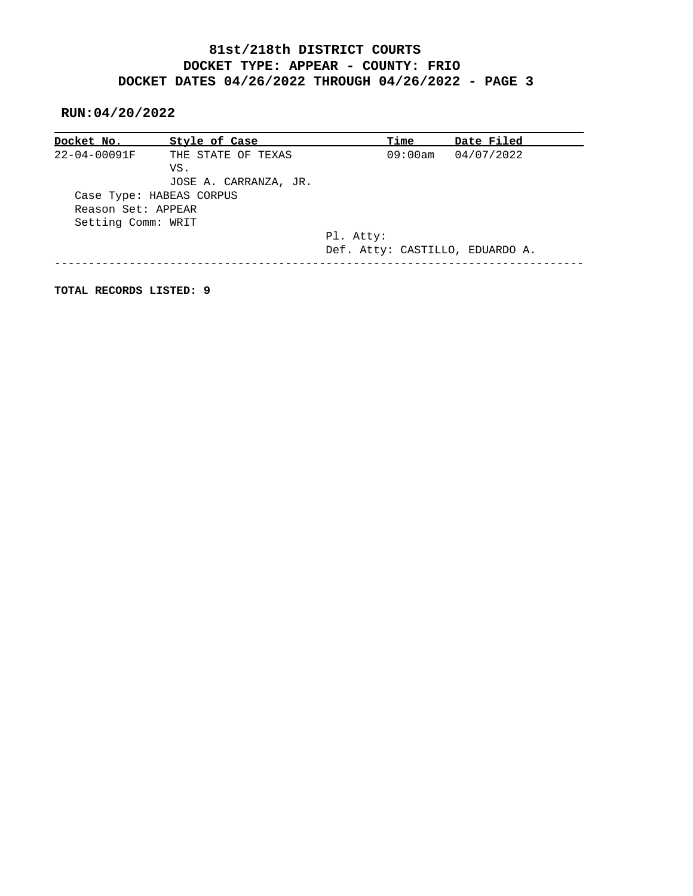**81st/218th DISTRICT COURTS**
**DOCKET TYPE: APPEAR - COUNTY: FRIO**
**DOCKET DATES 04/26/2022 THROUGH 04/26/2022 - PAGE 3**

**RUN:04/20/2022**

| Docket No. | Style of Case | Time | Date Filed |
|---|---|---|---|
| 22-04-00091F | THE STATE OF TEXAS<br>VS.<br>JOSE A. CARRANZA, JR. | 09:00am | 04/07/2022 |

Case Type: HABEAS CORPUS
Reason Set: APPEAR
Setting Comm: WRIT

Pl. Atty:
Def. Atty: CASTILLO, EDUARDO A.

---

**TOTAL RECORDS LISTED: 9**